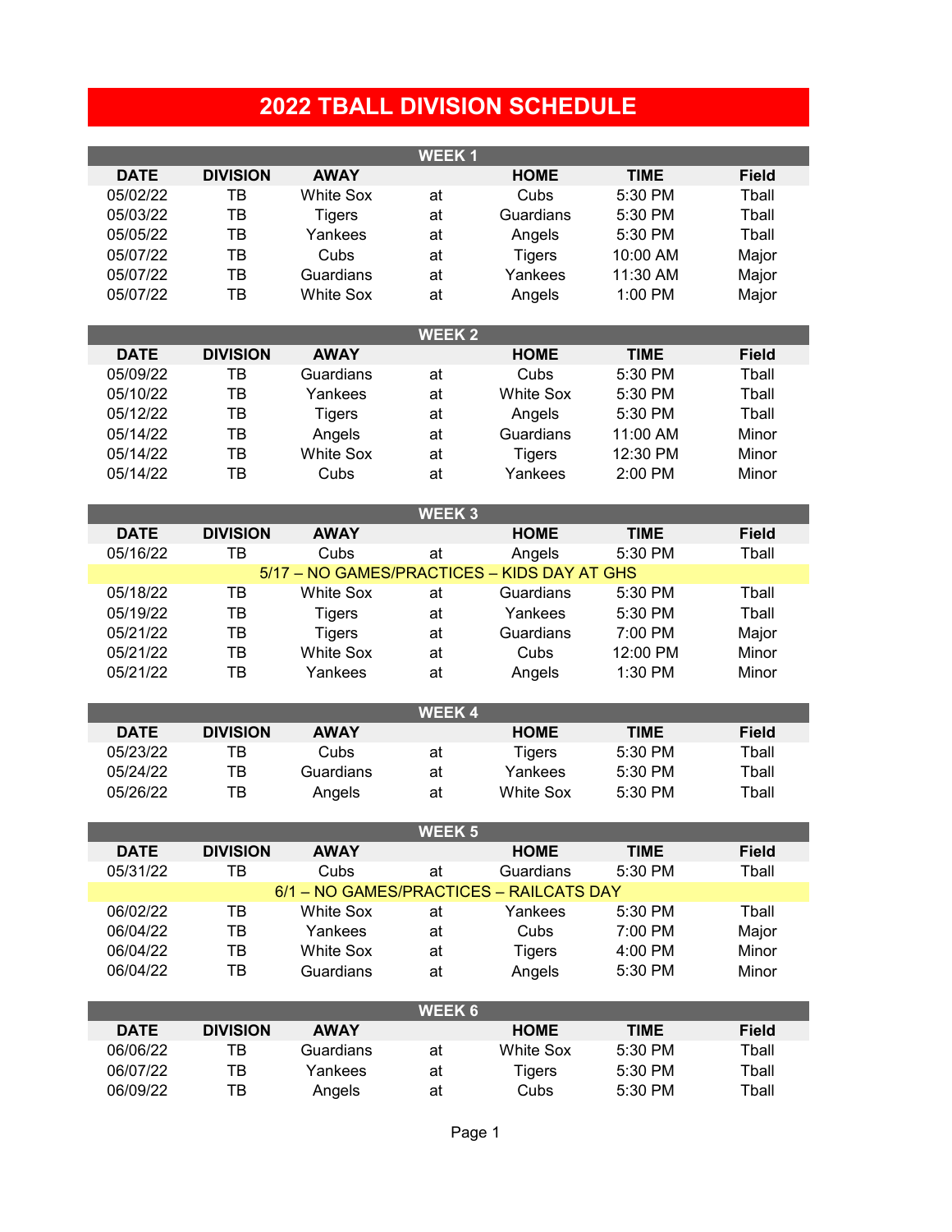# 2022 TBALL DIVISION SCHEDULE

## WEEK 1

| DATE | DIVISION | AWAY | | HOME | TIME | Field |
|---|---|---|---|---|---|---|
| 05/02/22 | TB | White Sox | at | Cubs | 5:30 PM | Tball |
| 05/03/22 | TB | Tigers | at | Guardians | 5:30 PM | Tball |
| 05/05/22 | TB | Yankees | at | Angels | 5:30 PM | Tball |
| 05/07/22 | TB | Cubs | at | Tigers | 10:00 AM | Major |
| 05/07/22 | TB | Guardians | at | Yankees | 11:30 AM | Major |
| 05/07/22 | TB | White Sox | at | Angels | 1:00 PM | Major |

## WEEK 2

| DATE | DIVISION | AWAY | | HOME | TIME | Field |
|---|---|---|---|---|---|---|
| 05/09/22 | TB | Guardians | at | Cubs | 5:30 PM | Tball |
| 05/10/22 | TB | Yankees | at | White Sox | 5:30 PM | Tball |
| 05/12/22 | TB | Tigers | at | Angels | 5:30 PM | Tball |
| 05/14/22 | TB | Angels | at | Guardians | 11:00 AM | Minor |
| 05/14/22 | TB | White Sox | at | Tigers | 12:30 PM | Minor |
| 05/14/22 | TB | Cubs | at | Yankees | 2:00 PM | Minor |

## WEEK 3

| DATE | DIVISION | AWAY | | HOME | TIME | Field |
|---|---|---|---|---|---|---|
| 05/16/22 | TB | Cubs | at | Angels | 5:30 PM | Tball |
| 5/17 – NO GAMES/PRACTICES – KIDS DAY AT GHS | | | | | | |
| 05/18/22 | TB | White Sox | at | Guardians | 5:30 PM | Tball |
| 05/19/22 | TB | Tigers | at | Yankees | 5:30 PM | Tball |
| 05/21/22 | TB | Tigers | at | Guardians | 7:00 PM | Major |
| 05/21/22 | TB | White Sox | at | Cubs | 12:00 PM | Minor |
| 05/21/22 | TB | Yankees | at | Angels | 1:30 PM | Minor |

## WEEK 4

| DATE | DIVISION | AWAY | | HOME | TIME | Field |
|---|---|---|---|---|---|---|
| 05/23/22 | TB | Cubs | at | Tigers | 5:30 PM | Tball |
| 05/24/22 | TB | Guardians | at | Yankees | 5:30 PM | Tball |
| 05/26/22 | TB | Angels | at | White Sox | 5:30 PM | Tball |

## WEEK 5

| DATE | DIVISION | AWAY | | HOME | TIME | Field |
|---|---|---|---|---|---|---|
| 05/31/22 | TB | Cubs | at | Guardians | 5:30 PM | Tball |
| 6/1 – NO GAMES/PRACTICES – RAILCATS DAY | | | | | | |
| 06/02/22 | TB | White Sox | at | Yankees | 5:30 PM | Tball |
| 06/04/22 | TB | Yankees | at | Cubs | 7:00 PM | Major |
| 06/04/22 | TB | White Sox | at | Tigers | 4:00 PM | Minor |
| 06/04/22 | TB | Guardians | at | Angels | 5:30 PM | Minor |

## WEEK 6

| DATE | DIVISION | AWAY | | HOME | TIME | Field |
|---|---|---|---|---|---|---|
| 06/06/22 | TB | Guardians | at | White Sox | 5:30 PM | Tball |
| 06/07/22 | TB | Yankees | at | Tigers | 5:30 PM | Tball |
| 06/09/22 | TB | Angels | at | Cubs | 5:30 PM | Tball |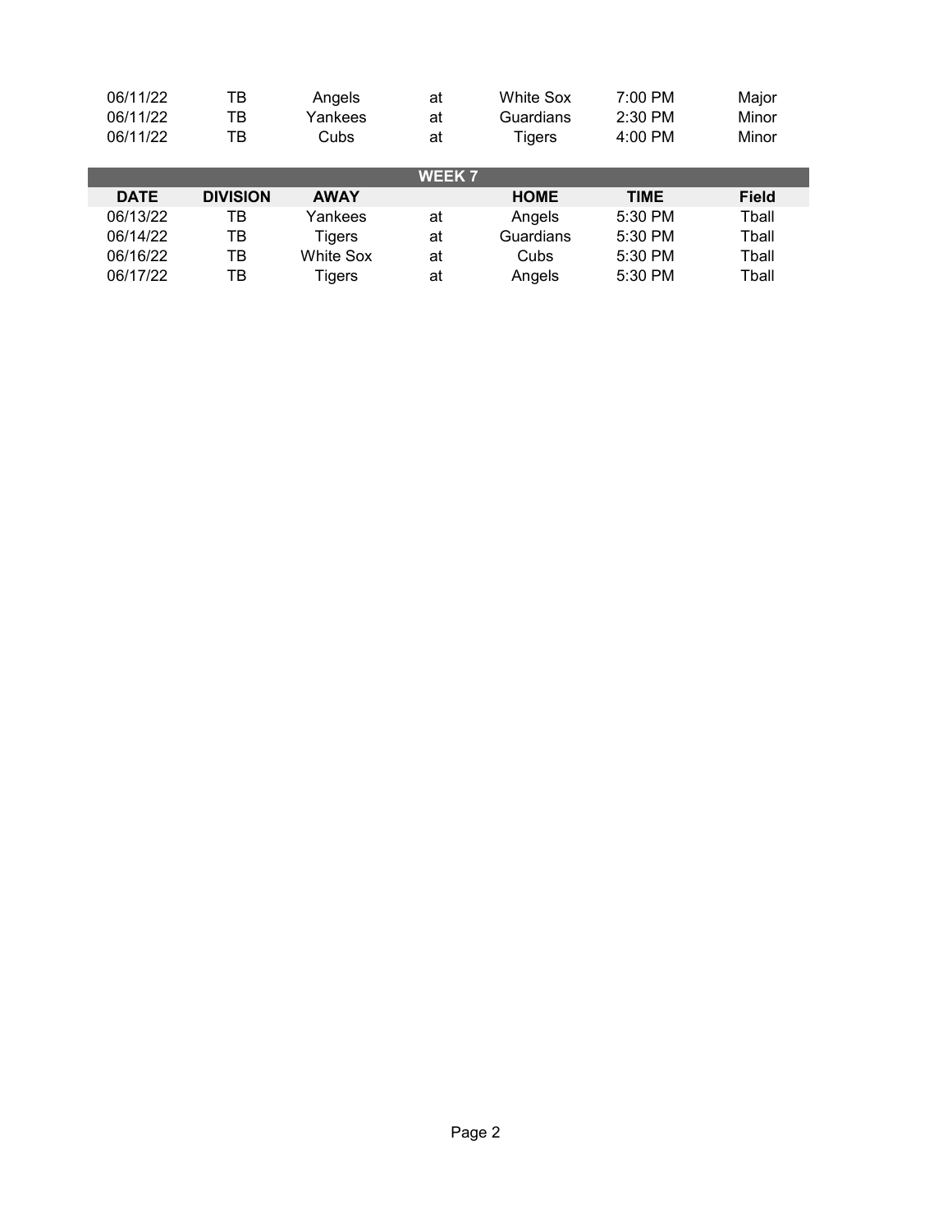| | | | | | | |
|---|---|---|---|---|---|---|
| 06/11/22 | TB | Angels | at | White Sox | 7:00 PM | Major |
| 06/11/22 | TB | Yankees | at | Guardians | 2:30 PM | Minor |
| 06/11/22 | TB | Cubs | at | Tigers | 4:00 PM | Minor |

**WEEK 7**

| DATE | DIVISION | AWAY | | HOME | TIME | Field |
|---|---|---|---|---|---|---|
| 06/13/22 | TB | Yankees | at | Angels | 5:30 PM | Tball |
| 06/14/22 | TB | Tigers | at | Guardians | 5:30 PM | Tball |
| 06/16/22 | TB | White Sox | at | Cubs | 5:30 PM | Tball |
| 06/17/22 | TB | Tigers | at | Angels | 5:30 PM | Tball |